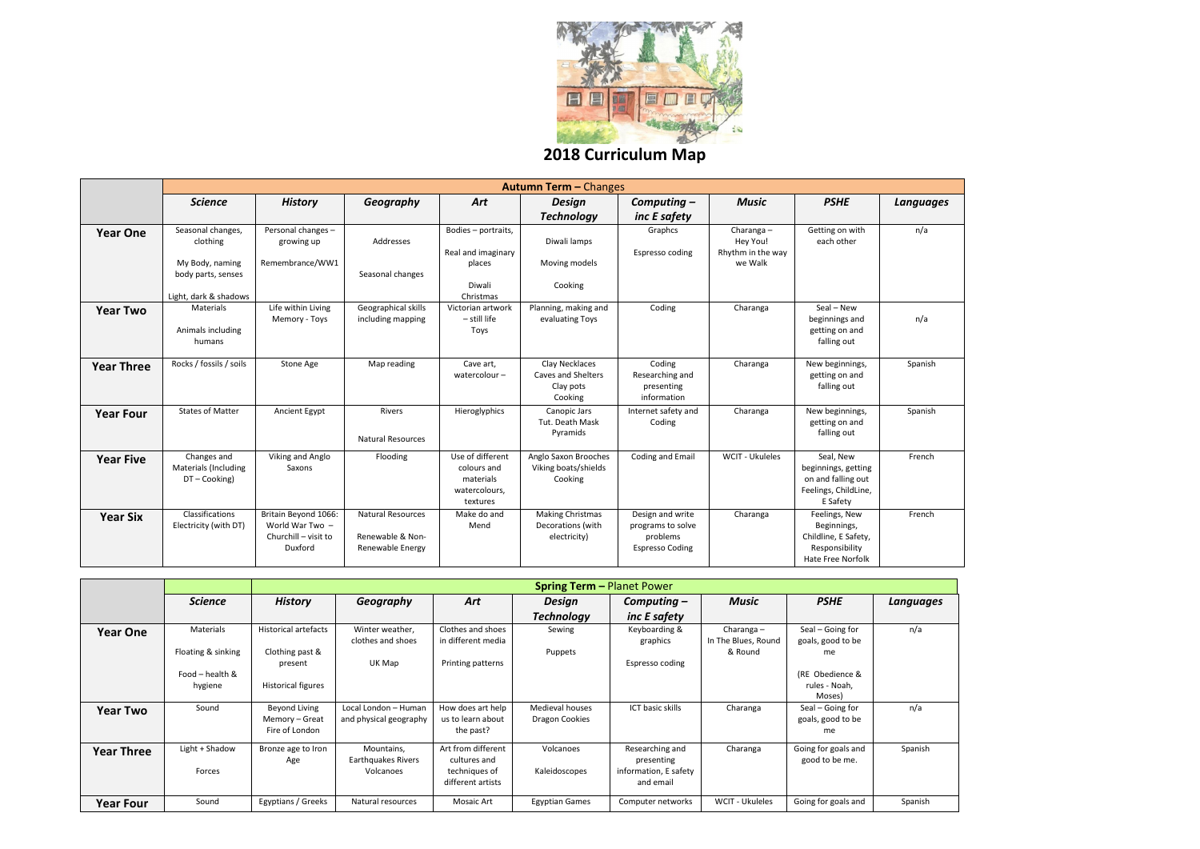# 2018 Curriculum Map

| | Autumn Term – Changes | | | | | | | | |
|---|---|---|---|---|---|---|---|---|---|
| | ***Science*** | ***History*** | ***Geography*** | ***Art*** | ***Design Technology*** | ***Computing – inc E safety*** | ***Music*** | ***PSHE*** | ***Languages*** |
| **Year One** | Seasonal changes, clothing<br><br>My Body, naming body parts, senses<br><br>Light, dark & shadows | Personal changes – growing up<br><br>Remembrance/WW1 | Addresses<br><br>Seasonal changes | Bodies – portraits,<br><br>Real and imaginary places<br><br>Diwali Christmas | Diwali lamps<br><br>Moving models<br><br>Cooking | Graphcs<br><br>Espresso coding | Charanga – Hey You! Rhythm in the way we Walk | Getting on with each other | n/a |
| **Year Two** | Materials<br><br>Animals including humans | Life within Living Memory - Toys | Geographical skills including mapping | Victorian artwork – still life Toys | Planning, making and evaluating Toys | Coding | Charanga | Seal – New beginnings and getting on and falling out | n/a |
| **Year Three** | Rocks / fossils / soils | Stone Age | Map reading | Cave art, watercolour – | Clay Necklaces Caves and Shelters Clay pots Cooking | Coding Researching and presenting information | Charanga | New beginnings, getting on and falling out | Spanish |
| **Year Four** | States of Matter | Ancient Egypt | Rivers<br><br>Natural Resources | Hieroglyphics | Canopic Jars Tut. Death Mask Pyramids | Internet safety and Coding | Charanga | New beginnings, getting on and falling out | Spanish |
| **Year Five** | Changes and Materials (Including DT – Cooking) | Viking and Anglo Saxons | Flooding | Use of different colours and materials watercolours, textures | Anglo Saxon Brooches Viking boats/shields Cooking | Coding and Email | WCIT - Ukuleles | Seal, New beginnings, getting on and falling out Feelings, ChildLine, E Safety | French |
| **Year Six** | Classifications Electricity (with DT) | Britain Beyond 1066: World War Two – Churchill – visit to Duxford | Natural Resources<br><br>Renewable & Non-Renewable Energy | Make do and Mend | Making Christmas Decorations (with electricity) | Design and write programs to solve problems Espresso Coding | Charanga | Feelings, New Beginnings, Childline, E Safety, Responsibility Hate Free Norfolk | French |

| | Spring Term – Planet Power | | | | | | | | |
|---|---|---|---|---|---|---|---|---|---|
| | ***Science*** | ***History*** | ***Geography*** | ***Art*** | ***Design Technology*** | ***Computing – inc E safety*** | ***Music*** | ***PSHE*** | ***Languages*** |
| **Year One** | Materials<br><br>Floating & sinking<br><br>Food – health & hygiene | Historical artefacts<br><br>Clothing past & present<br><br>Historical figures | Winter weather, clothes and shoes<br><br>UK Map | Clothes and shoes in different media<br><br>Printing patterns | Sewing<br><br>Puppets | Keyboarding & graphics<br><br>Espresso coding | Charanga – In The Blues, Round & Round | Seal – Going for goals, good to be me<br><br>(RE Obedience & rules - Noah, Moses) | n/a |
| **Year Two** | Sound | Beyond Living Memory – Great Fire of London | Local London – Human and physical geography | How does art help us to learn about the past? | Medieval houses Dragon Cookies | ICT basic skills | Charanga | Seal – Going for goals, good to be me | n/a |
| **Year Three** | Light + Shadow<br><br>Forces | Bronze age to Iron Age | Mountains, Earthquakes Rivers Volcanoes | Art from different cultures and techniques of different artists | Volcanoes<br><br>Kaleidoscopes | Researching and presenting information, E safety and email | Charanga | Going for goals and good to be me. | Spanish |
| **Year Four** | Sound | Egyptians / Greeks | Natural resources | Mosaic Art | Egyptian Games | Computer networks | WCIT - Ukuleles | Going for goals and | Spanish |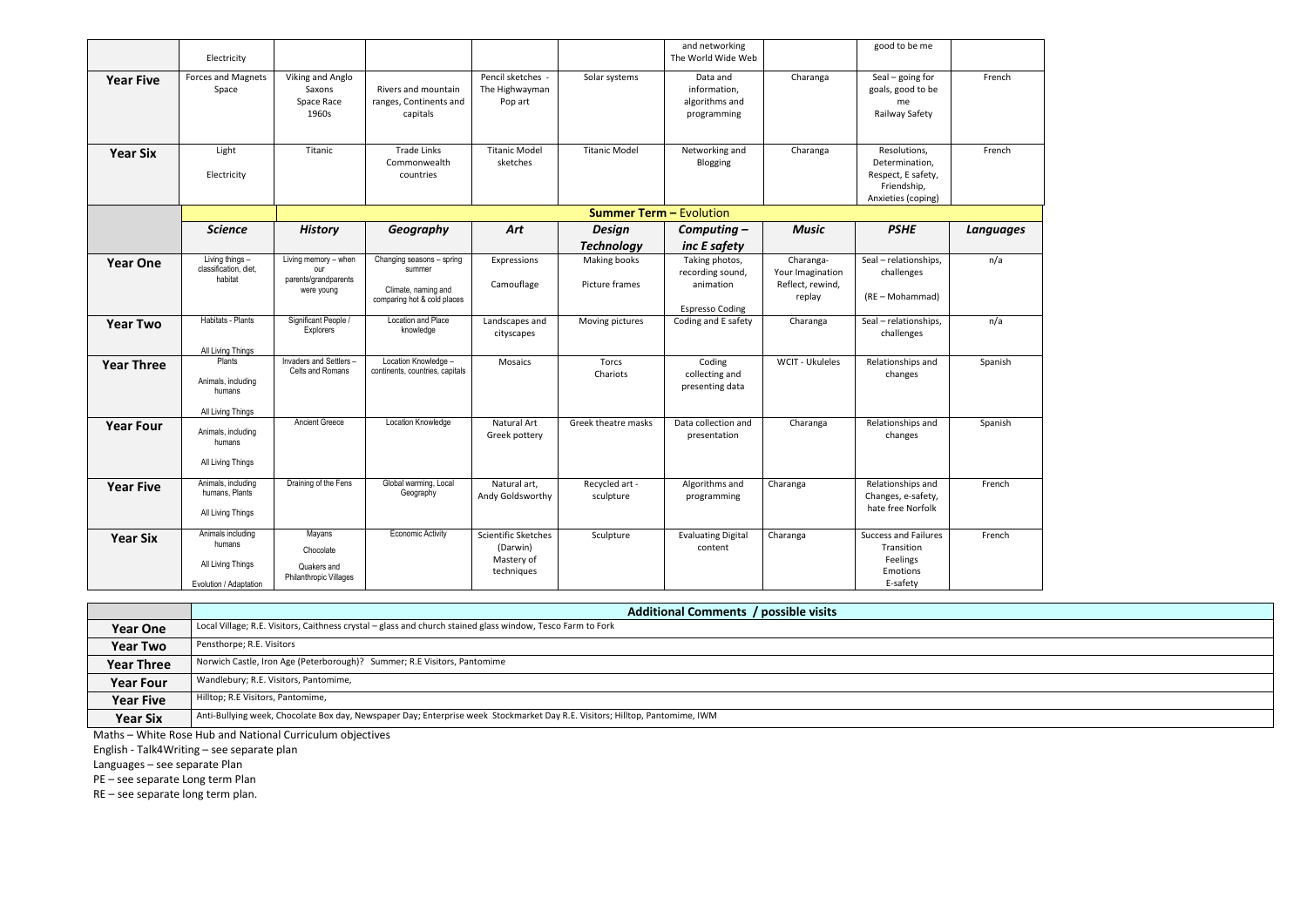| | | | | | | | | | |
|---|---|---|---|---|---|---|---|---|---|
| | Electricity | | | | | and networking The World Wide Web | | good to be me | |
| **Year Five** | Forces and Magnets Space | Viking and Anglo Saxons Space Race 1960s | Rivers and mountain ranges, Continents and capitals | Pencil sketches - The Highwayman Pop art | Solar systems | Data and information, algorithms and programming | Charanga | Seal – going for goals, good to be me Railway Safety | French |
| **Year Six** | Light Electricity | Titanic | Trade Links Commonwealth countries | Titanic Model sketches | Titanic Model | Networking and Blogging | Charanga | Resolutions, Determination, Respect, E safety, Friendship, Anxieties (coping) | French |
| | **Summer Term – Evolution** | | | | | | | | |
| | ***Science*** | ***History*** | ***Geography*** | ***Art*** | ***Design Technology*** | ***Computing – inc E safety*** | ***Music*** | ***PSHE*** | ***Languages*** |
| **Year One** | Living things – classification, diet, habitat | Living memory – when our parents/grandparents were young | Changing seasons – spring summer Climate, naming and comparing hot & cold places | Expressions Camouflage | Making books Picture frames | Taking photos, recording sound, animation Espresso Coding | Charanga- Your Imagination Reflect, rewind, replay | Seal – relationships, challenges (RE – Mohammad) | n/a |
| **Year Two** | Habitats - Plants All Living Things | Significant People / Explorers | Location and Place knowledge | Landscapes and cityscapes | Moving pictures | Coding and E safety | Charanga | Seal – relationships, challenges | n/a |
| **Year Three** | Plants Animals, including humans All Living Things | Invaders and Settlers – Celts and Romans | Location Knowledge – continents, countries, capitals | Mosaics | Torcs Chariots | Coding collecting and presenting data | WCIT - Ukuleles | Relationships and changes | Spanish |
| **Year Four** | Animals, including humans All Living Things | Ancient Greece | Location Knowledge | Natural Art Greek pottery | Greek theatre masks | Data collection and presentation | Charanga | Relationships and changes | Spanish |
| **Year Five** | Animals, including humans, Plants All Living Things | Draining of the Fens | Global warming, Local Geography | Natural art, Andy Goldsworthy | Recycled art - sculpture | Algorithms and programming | Charanga | Relationships and Changes, e-safety, hate free Norfolk | French |
| **Year Six** | Animals including humans All Living Things Evolution / Adaptation | Mayans Chocolate Quakers and Philanthropic Villages | Economic Activity | Scientific Sketches (Darwin) Mastery of techniques | Sculpture | Evaluating Digital content | Charanga | Success and Failures Transition Feelings Emotions E-safety | French |

| | **Additional Comments / possible visits** |
|---|---|
| **Year One** | Local Village; R.E. Visitors, Caithness crystal – glass and church stained glass window, Tesco Farm to Fork |
| **Year Two** | Pensthorpe; R.E. Visitors |
| **Year Three** | Norwich Castle, Iron Age (Peterborough)? Summer; R.E Visitors, Pantomime |
| **Year Four** | Wandlebury; R.E. Visitors, Pantomime, |
| **Year Five** | Hilltop; R.E Visitors, Pantomime, |
| **Year Six** | Anti-Bullying week, Chocolate Box day, Newspaper Day; Enterprise week Stockmarket Day R.E. Visitors; Hilltop, Pantomime, IWM |

Maths – White Rose Hub and National Curriculum objectives

English - Talk4Writing – see separate plan

Languages – see separate Plan

PE – see separate Long term Plan

RE – see separate long term plan.